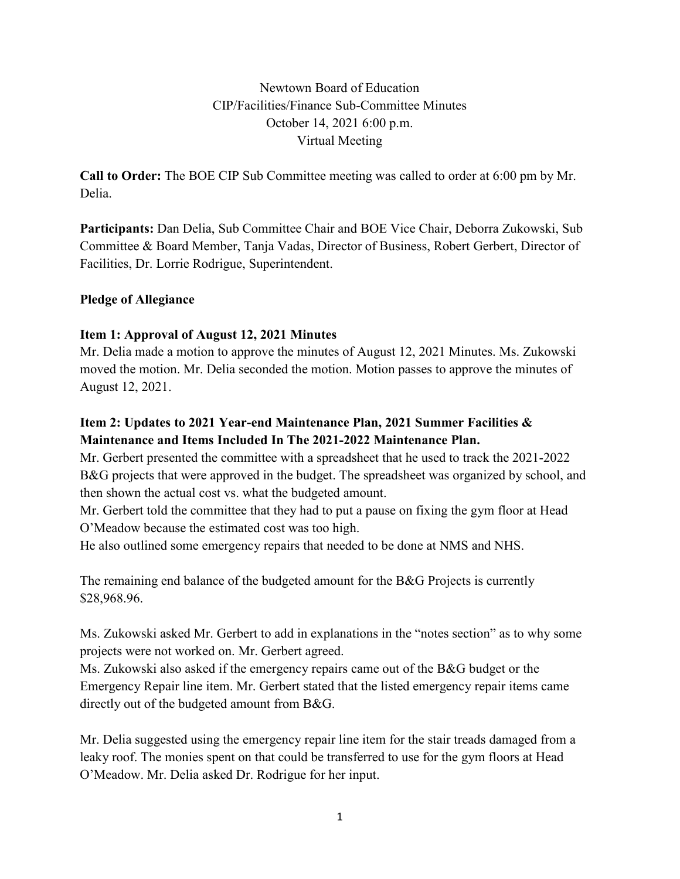Newtown Board of Education
CIP/Facilities/Finance Sub-Committee Minutes
October 14, 2021 6:00 p.m.
Virtual Meeting

**Call to Order:** The BOE CIP Sub Committee meeting was called to order at 6:00 pm by Mr. Delia.

**Participants:** Dan Delia, Sub Committee Chair and BOE Vice Chair, Deborra Zukowski, Sub Committee & Board Member, Tanja Vadas, Director of Business, Robert Gerbert, Director of Facilities, Dr. Lorrie Rodrigue, Superintendent.

**Pledge of Allegiance**

**Item 1: Approval of August 12, 2021 Minutes**

Mr. Delia made a motion to approve the minutes of August 12, 2021 Minutes. Ms. Zukowski moved the motion. Mr. Delia seconded the motion. Motion passes to approve the minutes of August 12, 2021.

**Item 2: Updates to 2021 Year-end Maintenance Plan, 2021 Summer Facilities & Maintenance and Items Included In The 2021-2022 Maintenance Plan.**

Mr. Gerbert presented the committee with a spreadsheet that he used to track the 2021-2022 B&G projects that were approved in the budget. The spreadsheet was organized by school, and then shown the actual cost vs. what the budgeted amount.

Mr. Gerbert told the committee that they had to put a pause on fixing the gym floor at Head O'Meadow because the estimated cost was too high.

He also outlined some emergency repairs that needed to be done at NMS and NHS.

The remaining end balance of the budgeted amount for the B&G Projects is currently $28,968.96.

Ms. Zukowski asked Mr. Gerbert to add in explanations in the "notes section" as to why some projects were not worked on. Mr. Gerbert agreed.

Ms. Zukowski also asked if the emergency repairs came out of the B&G budget or the Emergency Repair line item. Mr. Gerbert stated that the listed emergency repair items came directly out of the budgeted amount from B&G.

Mr. Delia suggested using the emergency repair line item for the stair treads damaged from a leaky roof. The monies spent on that could be transferred to use for the gym floors at Head O'Meadow. Mr. Delia asked Dr. Rodrigue for her input.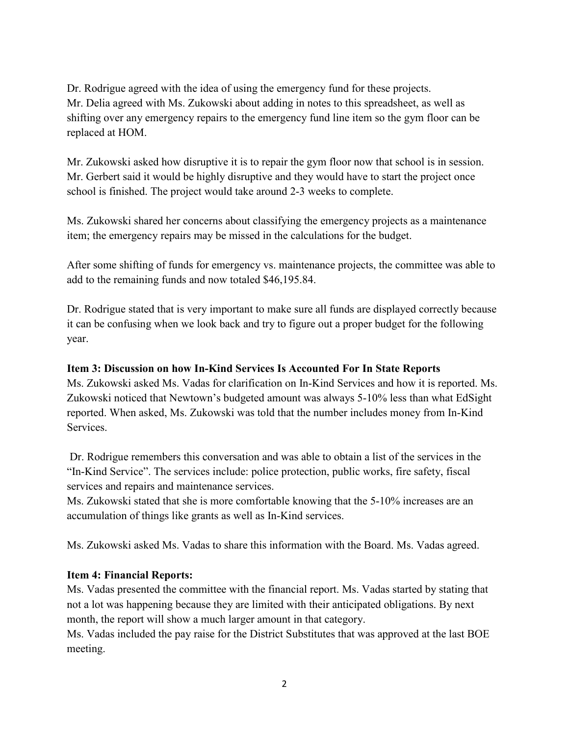Dr. Rodrigue agreed with the idea of using the emergency fund for these projects.
Mr. Delia agreed with Ms. Zukowski about adding in notes to this spreadsheet, as well as shifting over any emergency repairs to the emergency fund line item so the gym floor can be replaced at HOM.

Mr. Zukowski asked how disruptive it is to repair the gym floor now that school is in session. Mr. Gerbert said it would be highly disruptive and they would have to start the project once school is finished. The project would take around 2-3 weeks to complete.

Ms. Zukowski shared her concerns about classifying the emergency projects as a maintenance item; the emergency repairs may be missed in the calculations for the budget.

After some shifting of funds for emergency vs. maintenance projects, the committee was able to add to the remaining funds and now totaled $46,195.84.

Dr. Rodrigue stated that is very important to make sure all funds are displayed correctly because it can be confusing when we look back and try to figure out a proper budget for the following year.

**Item 3: Discussion on how In-Kind Services Is Accounted For In State Reports**
Ms. Zukowski asked Ms. Vadas for clarification on In-Kind Services and how it is reported. Ms. Zukowski noticed that Newtown's budgeted amount was always 5-10% less than what EdSight reported. When asked, Ms. Zukowski was told that the number includes money from In-Kind Services.

Dr. Rodrigue remembers this conversation and was able to obtain a list of the services in the "In-Kind Service". The services include: police protection, public works, fire safety, fiscal services and repairs and maintenance services.
Ms. Zukowski stated that she is more comfortable knowing that the 5-10% increases are an accumulation of things like grants as well as In-Kind services.

Ms. Zukowski asked Ms. Vadas to share this information with the Board. Ms. Vadas agreed.

**Item 4: Financial Reports:**
Ms. Vadas presented the committee with the financial report. Ms. Vadas started by stating that not a lot was happening because they are limited with their anticipated obligations. By next month, the report will show a much larger amount in that category.
Ms. Vadas included the pay raise for the District Substitutes that was approved at the last BOE meeting.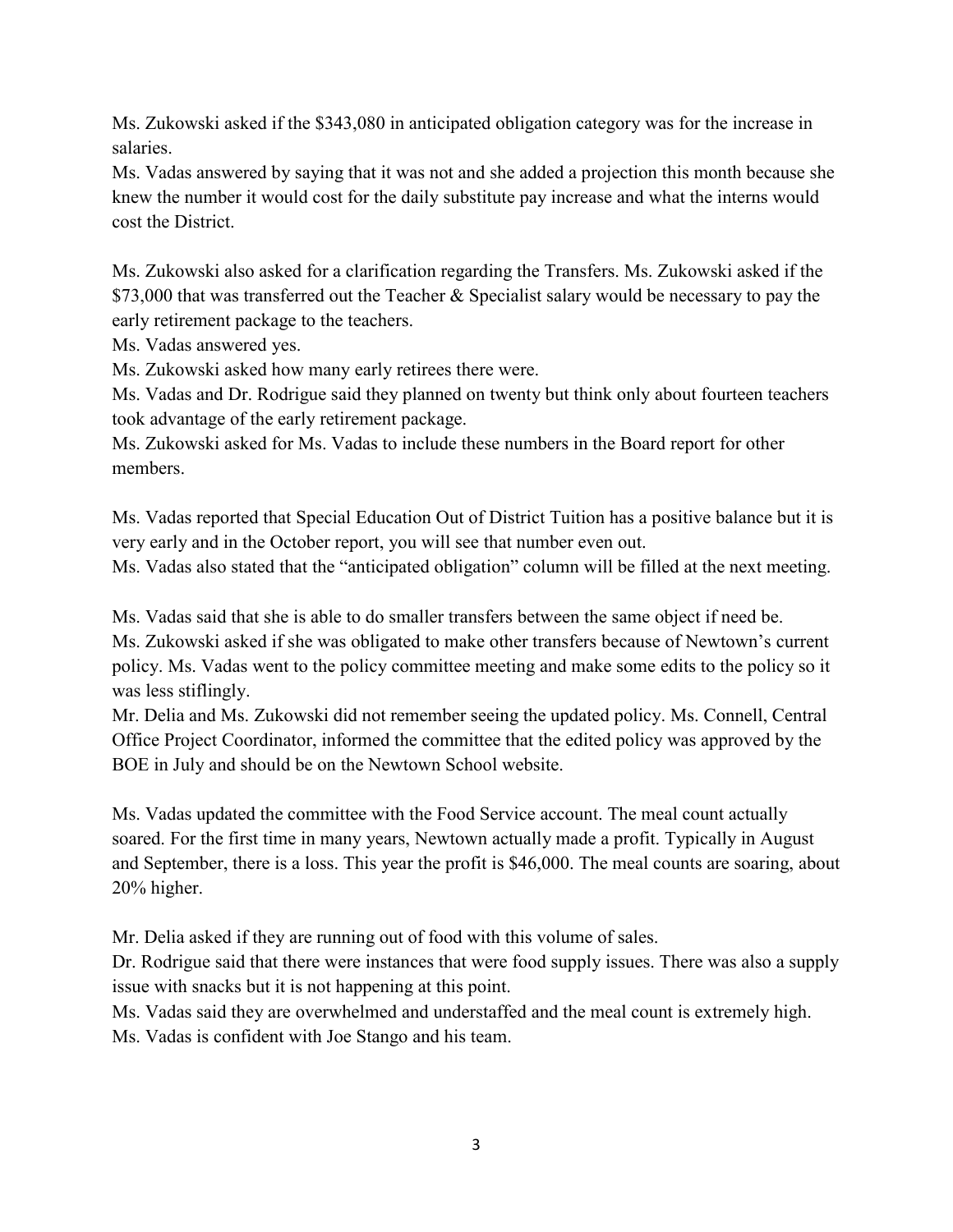Ms. Zukowski asked if the $343,080 in anticipated obligation category was for the increase in salaries.

Ms. Vadas answered by saying that it was not and she added a projection this month because she knew the number it would cost for the daily substitute pay increase and what the interns would cost the District.

Ms. Zukowski also asked for a clarification regarding the Transfers. Ms. Zukowski asked if the $73,000 that was transferred out the Teacher & Specialist salary would be necessary to pay the early retirement package to the teachers.

Ms. Vadas answered yes.

Ms. Zukowski asked how many early retirees there were.

Ms. Vadas and Dr. Rodrigue said they planned on twenty but think only about fourteen teachers took advantage of the early retirement package.

Ms. Zukowski asked for Ms. Vadas to include these numbers in the Board report for other members.

Ms. Vadas reported that Special Education Out of District Tuition has a positive balance but it is very early and in the October report, you will see that number even out.

Ms. Vadas also stated that the "anticipated obligation" column will be filled at the next meeting.

Ms. Vadas said that she is able to do smaller transfers between the same object if need be.

Ms. Zukowski asked if she was obligated to make other transfers because of Newtown's current policy. Ms. Vadas went to the policy committee meeting and make some edits to the policy so it was less stiflingly.

Mr. Delia and Ms. Zukowski did not remember seeing the updated policy. Ms. Connell, Central Office Project Coordinator, informed the committee that the edited policy was approved by the BOE in July and should be on the Newtown School website.

Ms. Vadas updated the committee with the Food Service account. The meal count actually soared. For the first time in many years, Newtown actually made a profit. Typically in August and September, there is a loss. This year the profit is $46,000. The meal counts are soaring, about 20% higher.

Mr. Delia asked if they are running out of food with this volume of sales.

Dr. Rodrigue said that there were instances that were food supply issues. There was also a supply issue with snacks but it is not happening at this point.

Ms. Vadas said they are overwhelmed and understaffed and the meal count is extremely high.

Ms. Vadas is confident with Joe Stango and his team.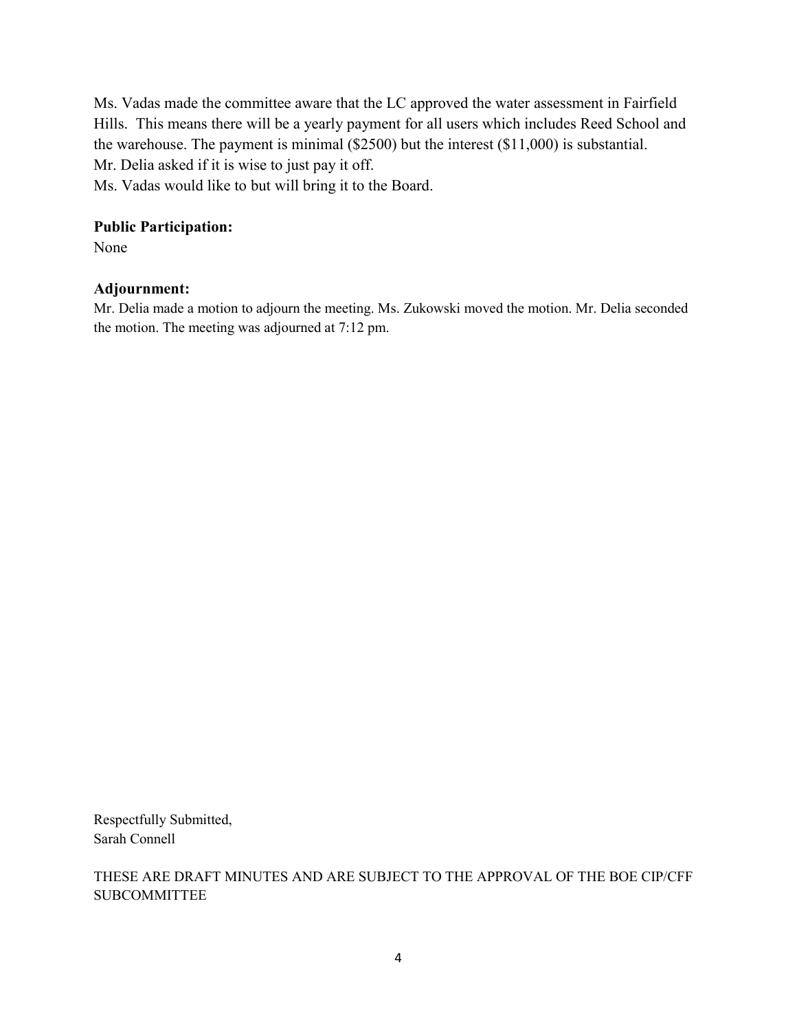Ms. Vadas made the committee aware that the LC approved the water assessment in Fairfield Hills. This means there will be a yearly payment for all users which includes Reed School and the warehouse. The payment is minimal ($2500) but the interest ($11,000) is substantial.
Mr. Delia asked if it is wise to just pay it off.
Ms. Vadas would like to but will bring it to the Board.

**Public Participation:**
None

**Adjournment:**
Mr. Delia made a motion to adjourn the meeting. Ms. Zukowski moved the motion. Mr. Delia seconded the motion. The meeting was adjourned at 7:12 pm.

Respectfully Submitted,
Sarah Connell

THESE ARE DRAFT MINUTES AND ARE SUBJECT TO THE APPROVAL OF THE BOE CIP/CFF SUBCOMMITTEE